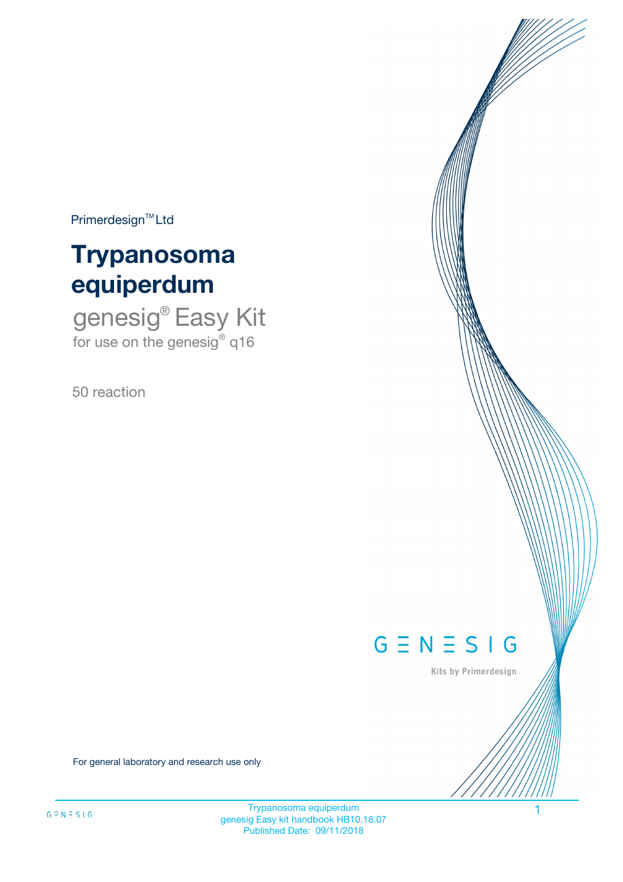Primerdesign™ Ltd

# Trypanosoma equiperdum

## genesig® Easy Kit

for use on the genesig® q16

50 reaction

GENESIG

Kits by Primerdesign

For general laboratory and research use only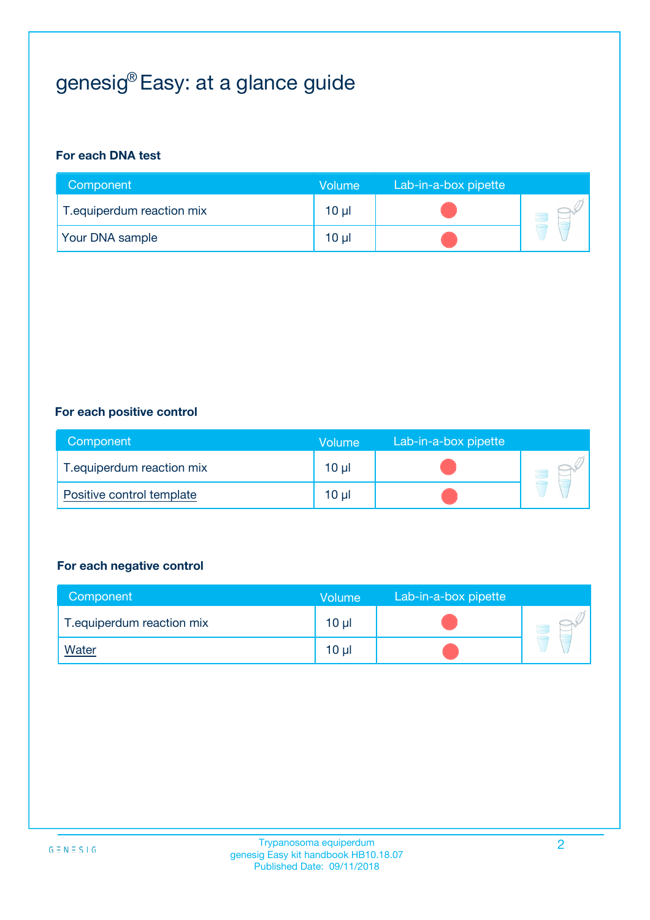# genesig® Easy: at a glance guide

**For each DNA test**

| Component | Volume | Lab-in-a-box pipette |
|---|---|---|
| T.equiperdum reaction mix | 10 µl | |
| Your DNA sample | 10 µl | |

**For each positive control**

| Component | Volume | Lab-in-a-box pipette |
|---|---|---|
| T.equiperdum reaction mix | 10 µl | |
| Positive control template | 10 µl | |

**For each negative control**

| Component | Volume | Lab-in-a-box pipette |
|---|---|---|
| T.equiperdum reaction mix | 10 µl | |
| Water | 10 µl | |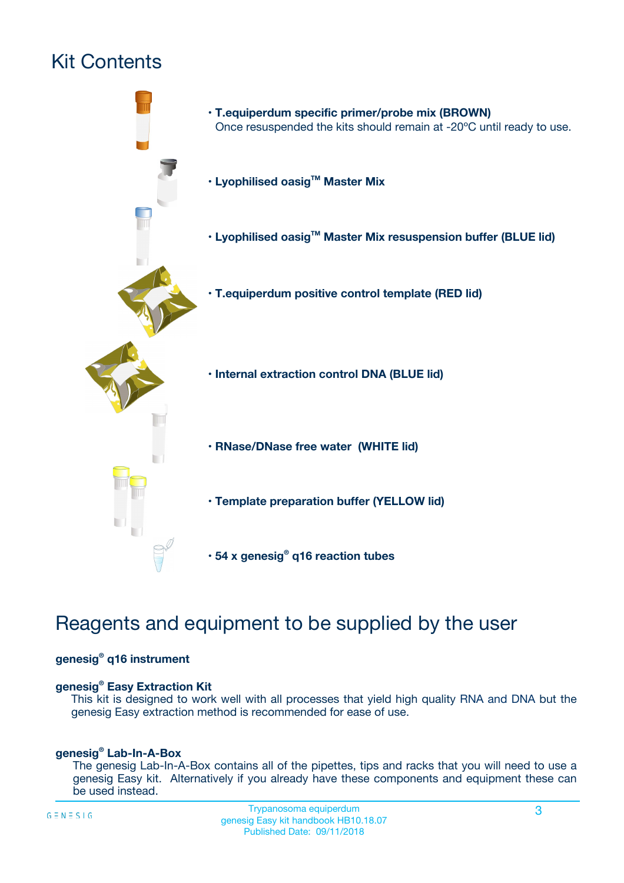# Kit Contents

- **T.equiperdum specific primer/probe mix (BROWN)**
  Once resuspended the kits should remain at -20ºC until ready to use.
- **Lyophilised oasig™ Master Mix**
- **Lyophilised oasig™ Master Mix resuspension buffer (BLUE lid)**
- **T.equiperdum positive control template (RED lid)**
- **Internal extraction control DNA (BLUE lid)**
- **RNase/DNase free water (WHITE lid)**
- **Template preparation buffer (YELLOW lid)**
- **54 x genesig® q16 reaction tubes**

# Reagents and equipment to be supplied by the user

**genesig® q16 instrument**

**genesig® Easy Extraction Kit**

This kit is designed to work well with all processes that yield high quality RNA and DNA but the genesig Easy extraction method is recommended for ease of use.

**genesig® Lab-In-A-Box**

The genesig Lab-In-A-Box contains all of the pipettes, tips and racks that you will need to use a genesig Easy kit. Alternatively if you already have these components and equipment these can be used instead.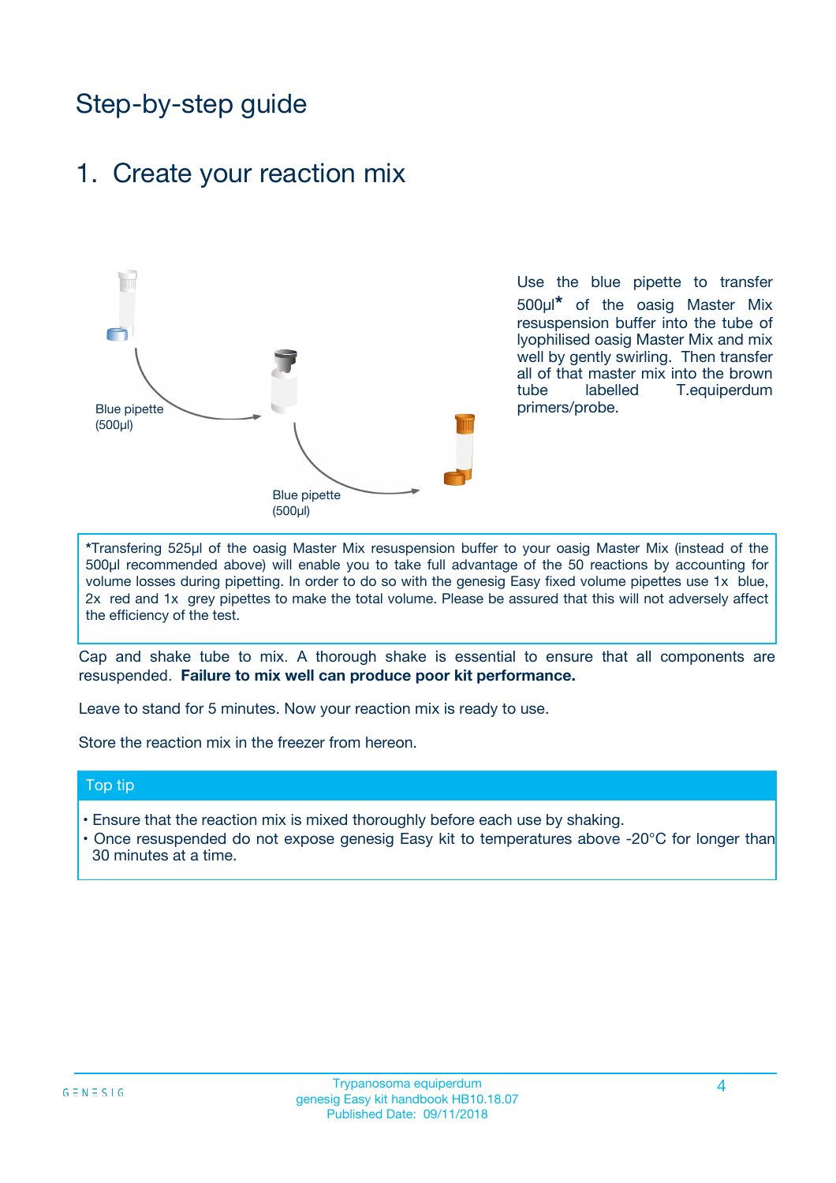# Step-by-step guide

## 1. Create your reaction mix

Blue pipette (500µl)

Blue pipette (500µl)

Use the blue pipette to transfer 500µl* of the oasig Master Mix resuspension buffer into the tube of lyophilised oasig Master Mix and mix well by gently swirling. Then transfer all of that master mix into the brown tube labelled T.equiperdum primers/probe.

*Transfering 525µl of the oasig Master Mix resuspension buffer to your oasig Master Mix (instead of the 500µl recommended above) will enable you to take full advantage of the 50 reactions by accounting for volume losses during pipetting. In order to do so with the genesig Easy fixed volume pipettes use 1x blue, 2x red and 1x grey pipettes to make the total volume. Please be assured that this will not adversely affect the efficiency of the test.

Cap and shake tube to mix. A thorough shake is essential to ensure that all components are resuspended. **Failure to mix well can produce poor kit performance.**

Leave to stand for 5 minutes. Now your reaction mix is ready to use.

Store the reaction mix in the freezer from hereon.

### Top tip

- Ensure that the reaction mix is mixed thoroughly before each use by shaking.
- Once resuspended do not expose genesig Easy kit to temperatures above -20°C for longer than 30 minutes at a time.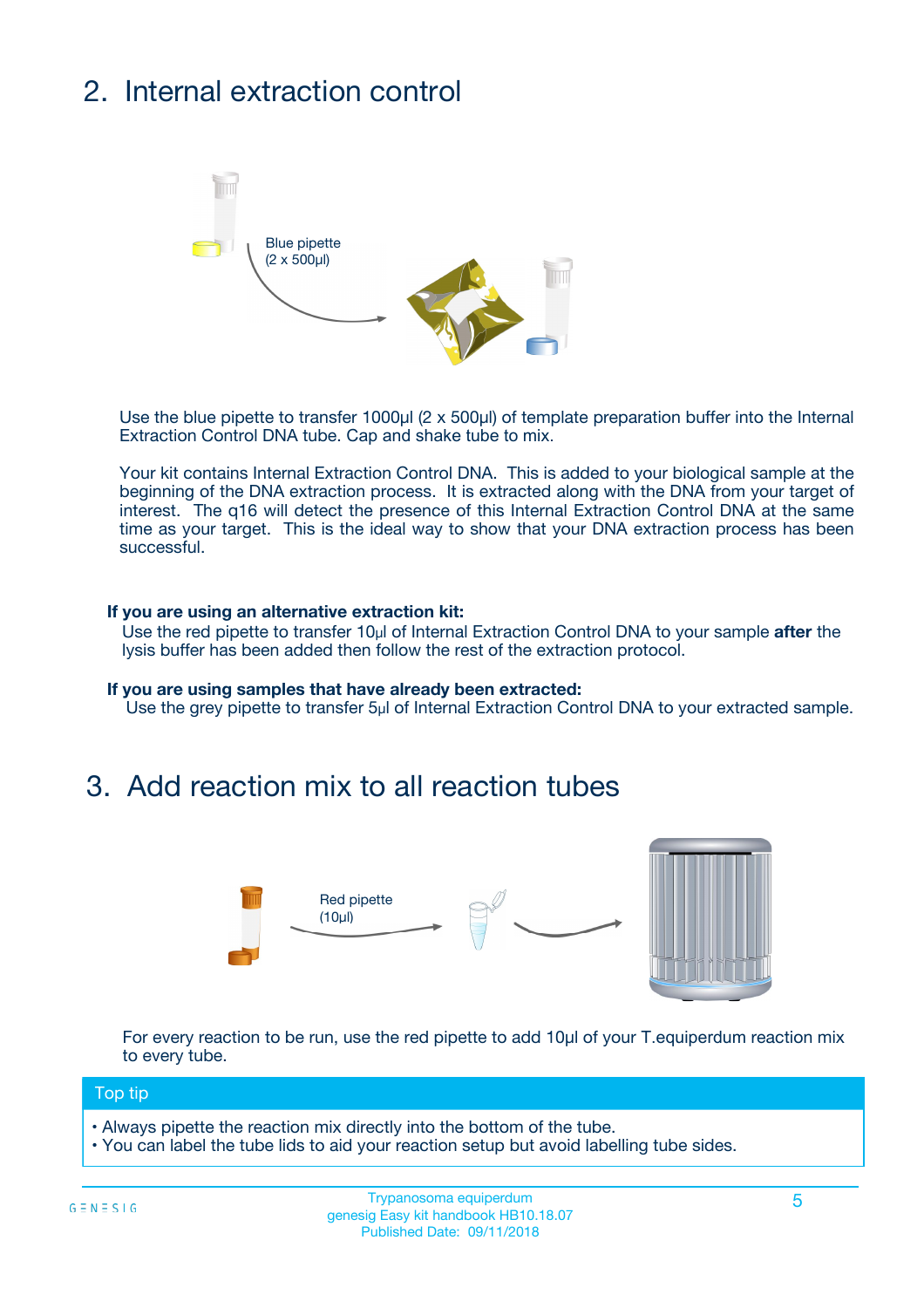## 2. Internal extraction control

Blue pipette
(2 x 500µl)

Use the blue pipette to transfer 1000µl (2 x 500µl) of template preparation buffer into the Internal Extraction Control DNA tube. Cap and shake tube to mix.

Your kit contains Internal Extraction Control DNA. This is added to your biological sample at the beginning of the DNA extraction process. It is extracted along with the DNA from your target of interest. The q16 will detect the presence of this Internal Extraction Control DNA at the same time as your target. This is the ideal way to show that your DNA extraction process has been successful.

**If you are using an alternative extraction kit:**
Use the red pipette to transfer 10µl of Internal Extraction Control DNA to your sample **after** the lysis buffer has been added then follow the rest of the extraction protocol.

**If you are using samples that have already been extracted:**
Use the grey pipette to transfer 5µl of Internal Extraction Control DNA to your extracted sample.

## 3. Add reaction mix to all reaction tubes

Red pipette
(10µl)

For every reaction to be run, use the red pipette to add 10µl of your T.equiperdum reaction mix to every tube.

**Top tip**

- Always pipette the reaction mix directly into the bottom of the tube.
- You can label the tube lids to aid your reaction setup but avoid labelling tube sides.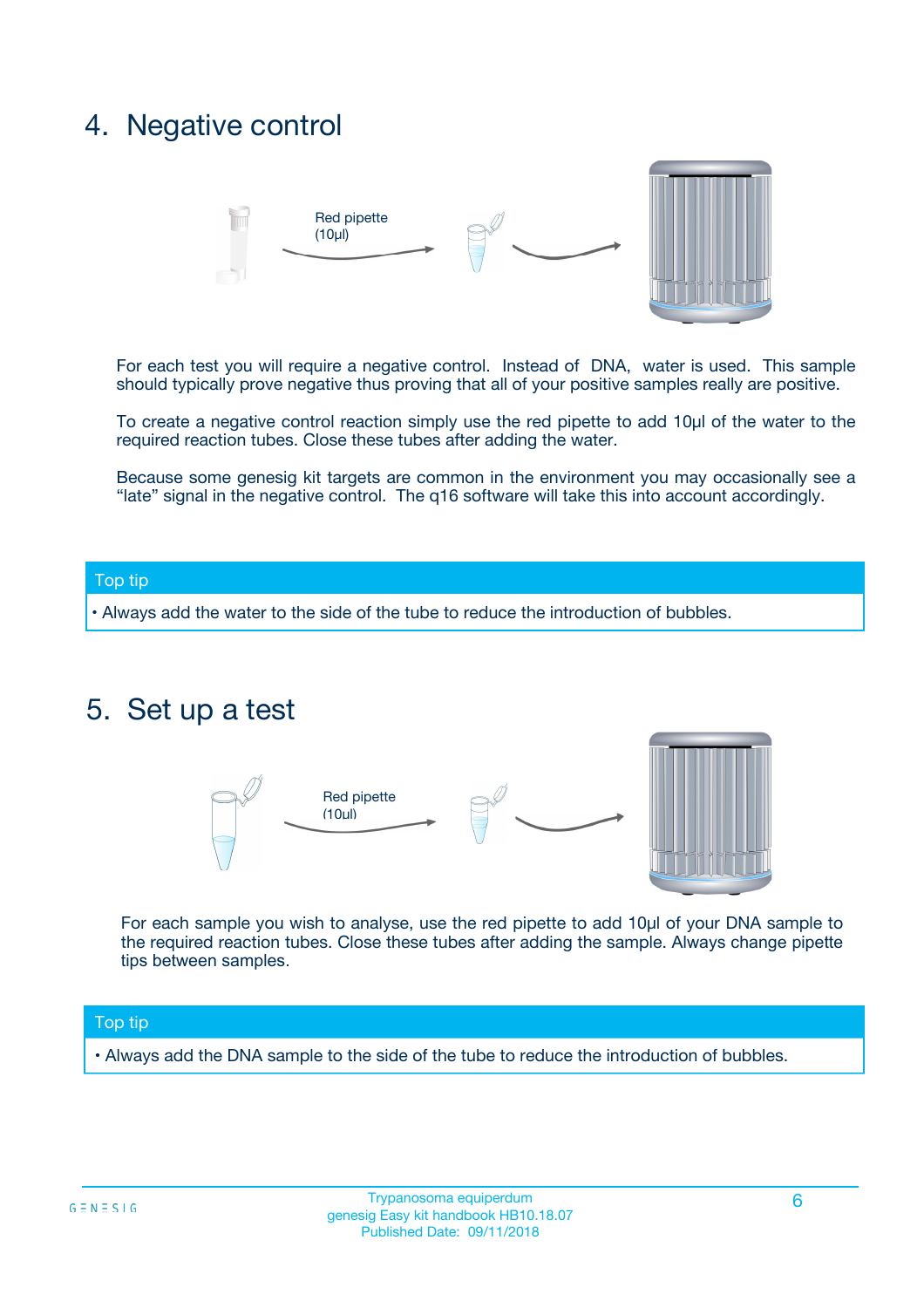## 4. Negative control

Red pipette (10µl)

For each test you will require a negative control. Instead of DNA, water is used. This sample should typically prove negative thus proving that all of your positive samples really are positive.

To create a negative control reaction simply use the red pipette to add 10µl of the water to the required reaction tubes. Close these tubes after adding the water.

Because some genesig kit targets are common in the environment you may occasionally see a "late" signal in the negative control. The q16 software will take this into account accordingly.

**Top tip**

- Always add the water to the side of the tube to reduce the introduction of bubbles.

## 5. Set up a test

Red pipette (10µl)

For each sample you wish to analyse, use the red pipette to add 10µl of your DNA sample to the required reaction tubes. Close these tubes after adding the sample. Always change pipette tips between samples.

**Top tip**

- Always add the DNA sample to the side of the tube to reduce the introduction of bubbles.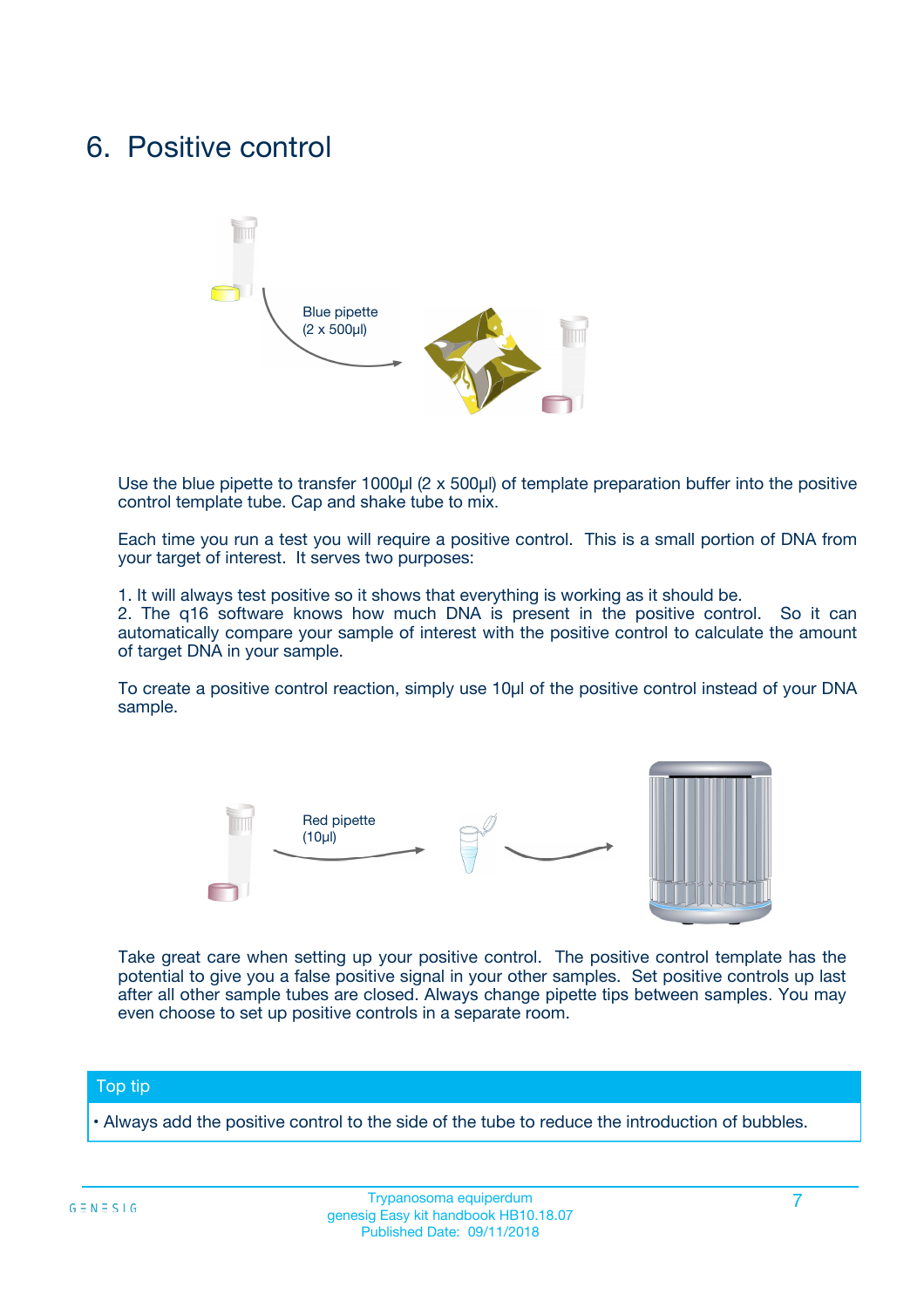# 6. Positive control

Blue pipette
(2 x 500µl)

Use the blue pipette to transfer 1000µl (2 x 500µl) of template preparation buffer into the positive control template tube. Cap and shake tube to mix.

Each time you run a test you will require a positive control. This is a small portion of DNA from your target of interest. It serves two purposes:

1. It will always test positive so it shows that everything is working as it should be.
2. The q16 software knows how much DNA is present in the positive control. So it can automatically compare your sample of interest with the positive control to calculate the amount of target DNA in your sample.

To create a positive control reaction, simply use 10µl of the positive control instead of your DNA sample.

Red pipette
(10µl)

Take great care when setting up your positive control. The positive control template has the potential to give you a false positive signal in your other samples. Set positive controls up last after all other sample tubes are closed. Always change pipette tips between samples. You may even choose to set up positive controls in a separate room.

**Top tip**

• Always add the positive control to the side of the tube to reduce the introduction of bubbles.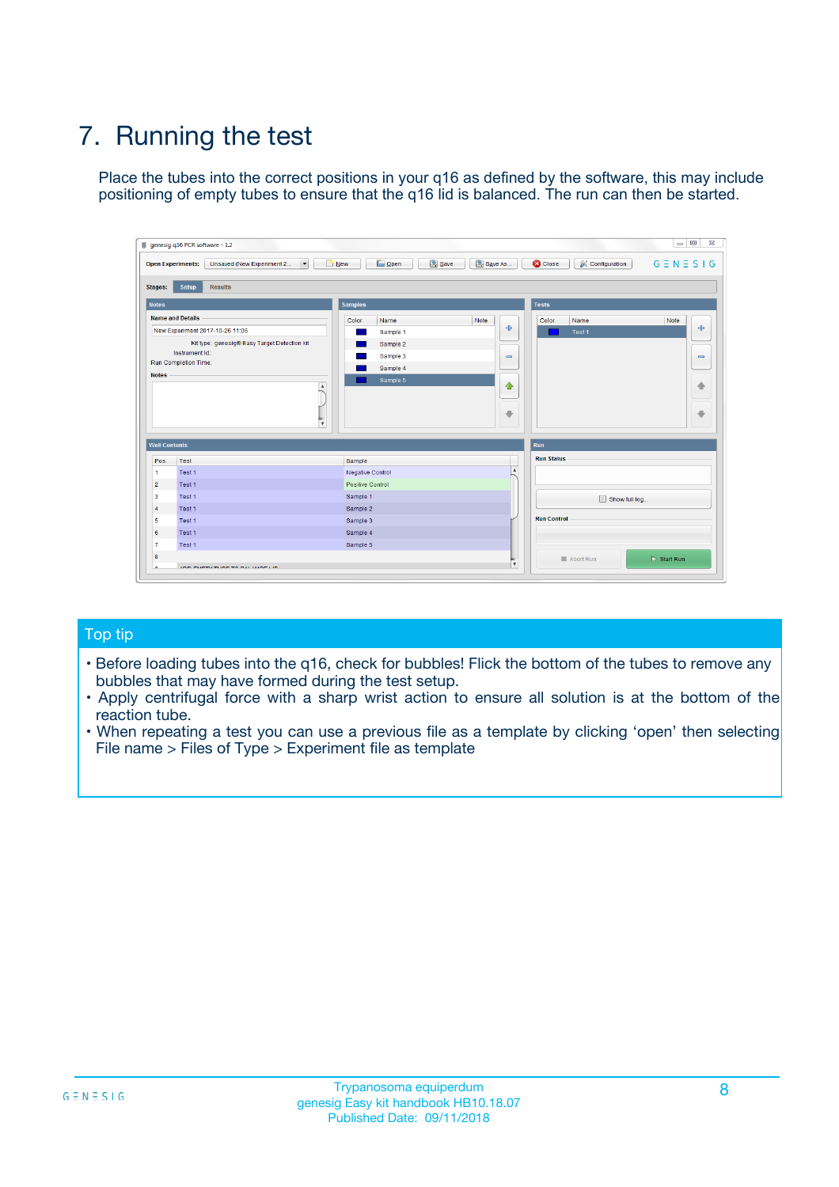# 7. Running the test

Place the tubes into the correct positions in your q16 as defined by the software, this may include positioning of empty tubes to ensure that the q16 lid is balanced. The run can then be started.

## Top tip

- Before loading tubes into the q16, check for bubbles! Flick the bottom of the tubes to remove any bubbles that may have formed during the test setup.
- Apply centrifugal force with a sharp wrist action to ensure all solution is at the bottom of the reaction tube.
- When repeating a test you can use a previous file as a template by clicking 'open' then selecting File name > Files of Type > Experiment file as template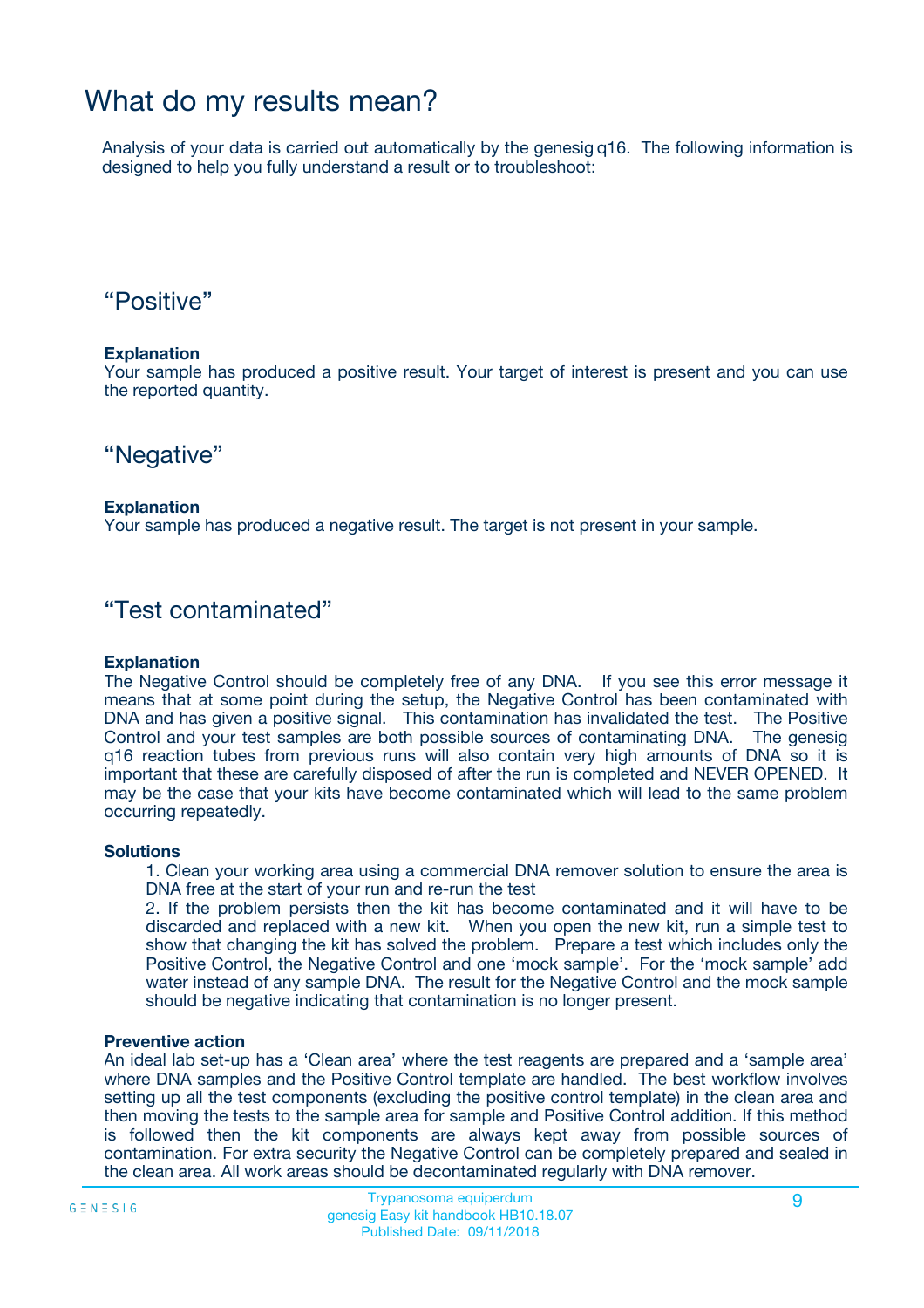# What do my results mean?

Analysis of your data is carried out automatically by the genesig q16. The following information is designed to help you fully understand a result or to troubleshoot:

## “Positive”

**Explanation**
Your sample has produced a positive result. Your target of interest is present and you can use the reported quantity.

## “Negative”

**Explanation**
Your sample has produced a negative result. The target is not present in your sample.

## “Test contaminated”

**Explanation**
The Negative Control should be completely free of any DNA. If you see this error message it means that at some point during the setup, the Negative Control has been contaminated with DNA and has given a positive signal. This contamination has invalidated the test. The Positive Control and your test samples are both possible sources of contaminating DNA. The genesig q16 reaction tubes from previous runs will also contain very high amounts of DNA so it is important that these are carefully disposed of after the run is completed and NEVER OPENED. It may be the case that your kits have become contaminated which will lead to the same problem occurring repeatedly.

**Solutions**

1. Clean your working area using a commercial DNA remover solution to ensure the area is DNA free at the start of your run and re-run the test
2. If the problem persists then the kit has become contaminated and it will have to be discarded and replaced with a new kit. When you open the new kit, run a simple test to show that changing the kit has solved the problem. Prepare a test which includes only the Positive Control, the Negative Control and one ‘mock sample’. For the ‘mock sample’ add water instead of any sample DNA. The result for the Negative Control and the mock sample should be negative indicating that contamination is no longer present.

**Preventive action**
An ideal lab set-up has a ‘Clean area’ where the test reagents are prepared and a ‘sample area’ where DNA samples and the Positive Control template are handled. The best workflow involves setting up all the test components (excluding the positive control template) in the clean area and then moving the tests to the sample area for sample and Positive Control addition. If this method is followed then the kit components are always kept away from possible sources of contamination. For extra security the Negative Control can be completely prepared and sealed in the clean area. All work areas should be decontaminated regularly with DNA remover.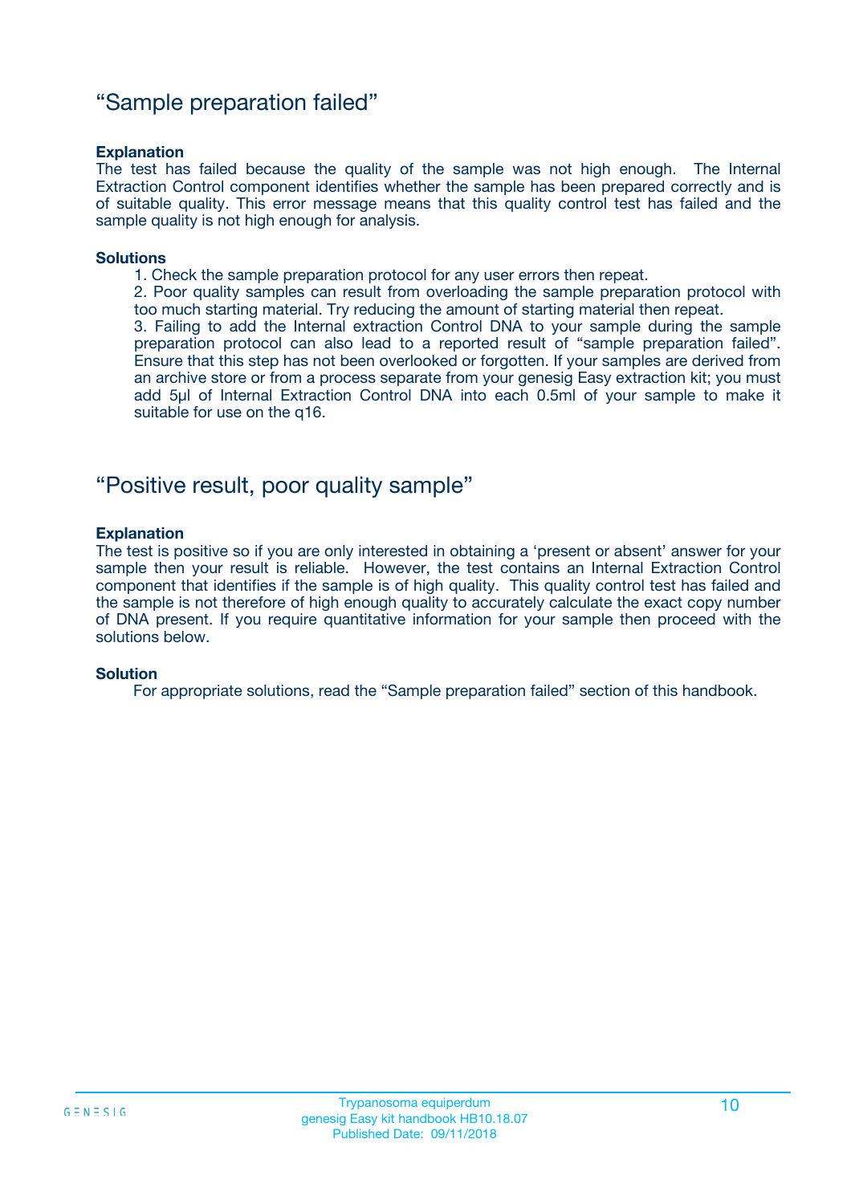## “Sample preparation failed”

**Explanation**

The test has failed because the quality of the sample was not high enough. The Internal Extraction Control component identifies whether the sample has been prepared correctly and is of suitable quality. This error message means that this quality control test has failed and the sample quality is not high enough for analysis.

**Solutions**

1. Check the sample preparation protocol for any user errors then repeat.
2. Poor quality samples can result from overloading the sample preparation protocol with too much starting material. Try reducing the amount of starting material then repeat.
3. Failing to add the Internal extraction Control DNA to your sample during the sample preparation protocol can also lead to a reported result of “sample preparation failed”. Ensure that this step has not been overlooked or forgotten. If your samples are derived from an archive store or from a process separate from your genesig Easy extraction kit; you must add 5µl of Internal Extraction Control DNA into each 0.5ml of your sample to make it suitable for use on the q16.

## “Positive result, poor quality sample”

**Explanation**

The test is positive so if you are only interested in obtaining a ‘present or absent’ answer for your sample then your result is reliable. However, the test contains an Internal Extraction Control component that identifies if the sample is of high quality. This quality control test has failed and the sample is not therefore of high enough quality to accurately calculate the exact copy number of DNA present. If you require quantitative information for your sample then proceed with the solutions below.

**Solution**

For appropriate solutions, read the “Sample preparation failed” section of this handbook.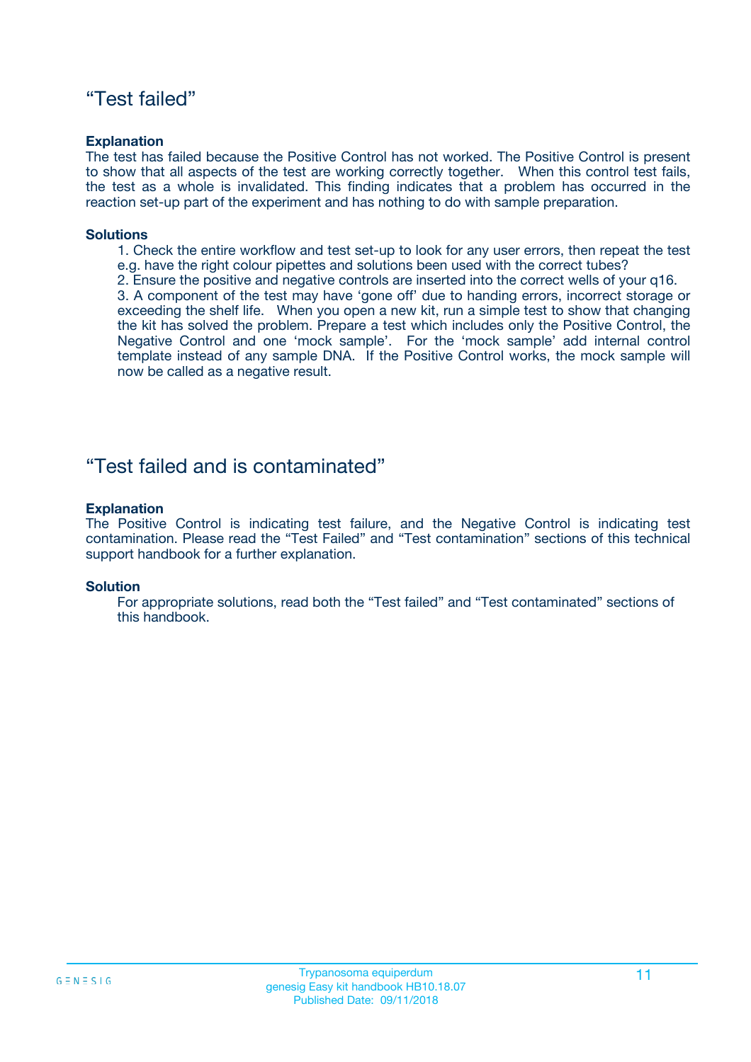## “Test failed”

**Explanation**

The test has failed because the Positive Control has not worked. The Positive Control is present to show that all aspects of the test are working correctly together. When this control test fails, the test as a whole is invalidated. This finding indicates that a problem has occurred in the reaction set-up part of the experiment and has nothing to do with sample preparation.

**Solutions**

1. Check the entire workflow and test set-up to look for any user errors, then repeat the test e.g. have the right colour pipettes and solutions been used with the correct tubes?
2. Ensure the positive and negative controls are inserted into the correct wells of your q16.
3. A component of the test may have ‘gone off’ due to handing errors, incorrect storage or exceeding the shelf life. When you open a new kit, run a simple test to show that changing the kit has solved the problem. Prepare a test which includes only the Positive Control, the Negative Control and one ‘mock sample’. For the ‘mock sample’ add internal control template instead of any sample DNA. If the Positive Control works, the mock sample will now be called as a negative result.

## “Test failed and is contaminated”

**Explanation**

The Positive Control is indicating test failure, and the Negative Control is indicating test contamination. Please read the “Test Failed” and “Test contamination” sections of this technical support handbook for a further explanation.

**Solution**

For appropriate solutions, read both the “Test failed” and “Test contaminated” sections of this handbook.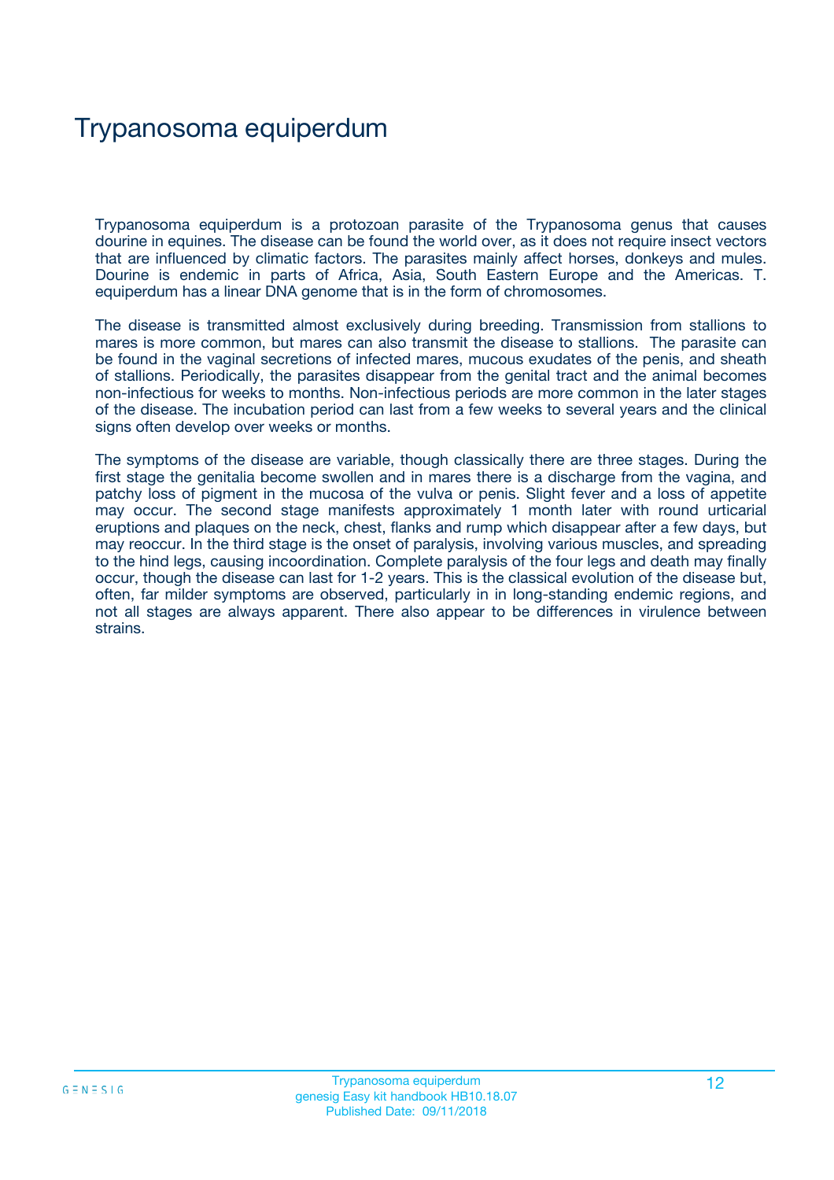# Trypanosoma equiperdum

Trypanosoma equiperdum is a protozoan parasite of the Trypanosoma genus that causes dourine in equines. The disease can be found the world over, as it does not require insect vectors that are influenced by climatic factors. The parasites mainly affect horses, donkeys and mules. Dourine is endemic in parts of Africa, Asia, South Eastern Europe and the Americas. T. equiperdum has a linear DNA genome that is in the form of chromosomes.

The disease is transmitted almost exclusively during breeding. Transmission from stallions to mares is more common, but mares can also transmit the disease to stallions. The parasite can be found in the vaginal secretions of infected mares, mucous exudates of the penis, and sheath of stallions. Periodically, the parasites disappear from the genital tract and the animal becomes non-infectious for weeks to months. Non-infectious periods are more common in the later stages of the disease. The incubation period can last from a few weeks to several years and the clinical signs often develop over weeks or months.

The symptoms of the disease are variable, though classically there are three stages. During the first stage the genitalia become swollen and in mares there is a discharge from the vagina, and patchy loss of pigment in the mucosa of the vulva or penis. Slight fever and a loss of appetite may occur. The second stage manifests approximately 1 month later with round urticarial eruptions and plaques on the neck, chest, flanks and rump which disappear after a few days, but may reoccur. In the third stage is the onset of paralysis, involving various muscles, and spreading to the hind legs, causing incoordination. Complete paralysis of the four legs and death may finally occur, though the disease can last for 1-2 years. This is the classical evolution of the disease but, often, far milder symptoms are observed, particularly in in long-standing endemic regions, and not all stages are always apparent. There also appear to be differences in virulence between strains.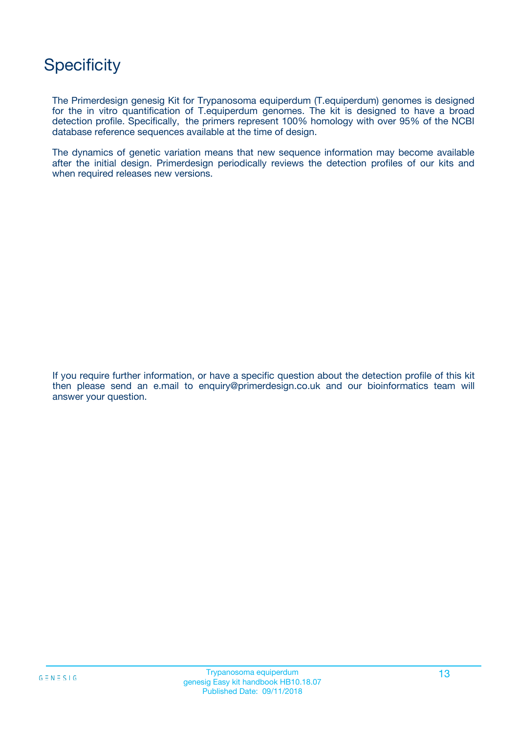# Specificity

The Primerdesign genesig Kit for Trypanosoma equiperdum (T.equiperdum) genomes is designed for the in vitro quantification of T.equiperdum genomes. The kit is designed to have a broad detection profile. Specifically, the primers represent 100% homology with over 95% of the NCBI database reference sequences available at the time of design.

The dynamics of genetic variation means that new sequence information may become available after the initial design. Primerdesign periodically reviews the detection profiles of our kits and when required releases new versions.

If you require further information, or have a specific question about the detection profile of this kit then please send an e.mail to enquiry@primerdesign.co.uk and our bioinformatics team will answer your question.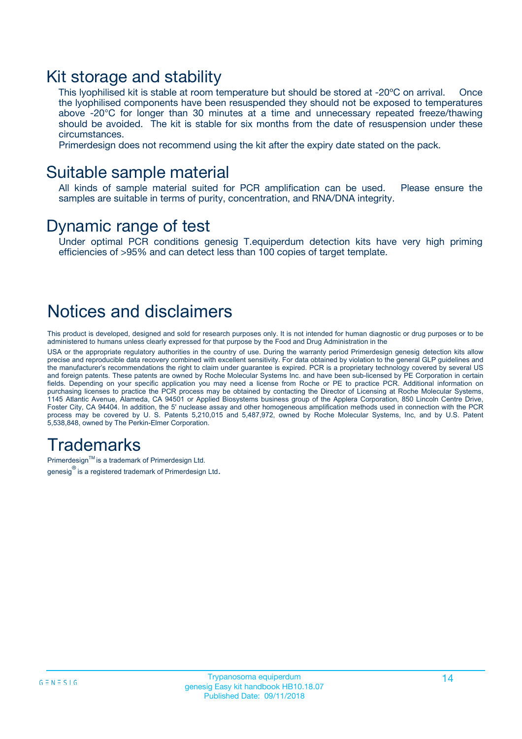# Kit storage and stability

This lyophilised kit is stable at room temperature but should be stored at -20ºC on arrival. Once the lyophilised components have been resuspended they should not be exposed to temperatures above -20°C for longer than 30 minutes at a time and unnecessary repeated freeze/thawing should be avoided. The kit is stable for six months from the date of resuspension under these circumstances.

Primerdesign does not recommend using the kit after the expiry date stated on the pack.

# Suitable sample material

All kinds of sample material suited for PCR amplification can be used. Please ensure the samples are suitable in terms of purity, concentration, and RNA/DNA integrity.

# Dynamic range of test

Under optimal PCR conditions genesig T.equiperdum detection kits have very high priming efficiencies of >95% and can detect less than 100 copies of target template.

# Notices and disclaimers

This product is developed, designed and sold for research purposes only. It is not intended for human diagnostic or drug purposes or to be administered to humans unless clearly expressed for that purpose by the Food and Drug Administration in the

USA or the appropriate regulatory authorities in the country of use. During the warranty period Primerdesign genesig detection kits allow precise and reproducible data recovery combined with excellent sensitivity. For data obtained by violation to the general GLP guidelines and the manufacturer's recommendations the right to claim under guarantee is expired. PCR is a proprietary technology covered by several US and foreign patents. These patents are owned by Roche Molecular Systems Inc. and have been sub-licensed by PE Corporation in certain fields. Depending on your specific application you may need a license from Roche or PE to practice PCR. Additional information on purchasing licenses to practice the PCR process may be obtained by contacting the Director of Licensing at Roche Molecular Systems, 1145 Atlantic Avenue, Alameda, CA 94501 or Applied Biosystems business group of the Applera Corporation, 850 Lincoln Centre Drive, Foster City, CA 94404. In addition, the 5' nuclease assay and other homogeneous amplification methods used in connection with the PCR process may be covered by U. S. Patents 5,210,015 and 5,487,972, owned by Roche Molecular Systems, Inc, and by U.S. Patent 5,538,848, owned by The Perkin-Elmer Corporation.

# Trademarks

Primerdesign™ is a trademark of Primerdesign Ltd.

genesig® is a registered trademark of Primerdesign Ltd.